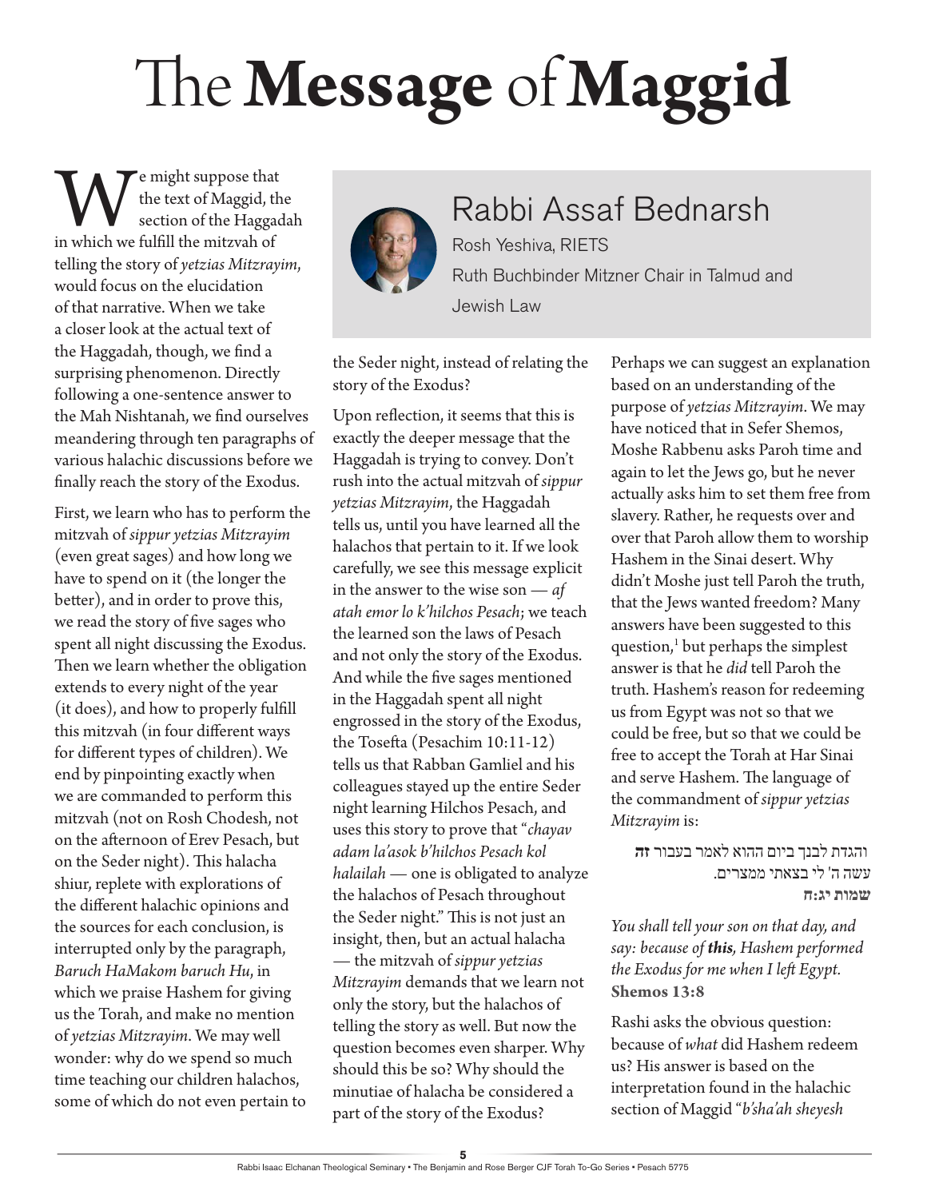# The **Message** of **Maggid**

## Rabbi Assaf Bednarsh

Rosh Yeshiva, RIETS

Ruth Buchbinder Mitzner Chair in Talmud and Jewish Law

We might suppose that the text of Maggid, the section of the Haggadah in which we fulfill the mitzvah of telling the story of *yetzias Mitzrayim*, would focus on the elucidation of that narrative. When we take a closer look at the actual text of the Haggadah, though, we find a surprising phenomenon. Directly following a one-sentence answer to the Mah Nishtanah, we find ourselves meandering through ten paragraphs of various halachic discussions before we finally reach the story of the Exodus.

First, we learn who has to perform the mitzvah of *sippur yetzias Mitzrayim* (even great sages) and how long we have to spend on it (the longer the better), and in order to prove this, we read the story of five sages who spent all night discussing the Exodus. Then we learn whether the obligation extends to every night of the year (it does), and how to properly fulfill this mitzvah (in four different ways for different types of children). We end by pinpointing exactly when we are commanded to perform this mitzvah (not on Rosh Chodesh, not on the afternoon of Erev Pesach, but on the Seder night). This halacha shiur, replete with explorations of the different halachic opinions and the sources for each conclusion, is interrupted only by the paragraph, *Baruch HaMakom baruch Hu*, in which we praise Hashem for giving us the Torah, and make no mention of *yetzias Mitzrayim*. We may well wonder: why do we spend so much time teaching our children halachos, some of which do not even pertain to the Seder night, instead of relating the story of the Exodus?

Upon reflection, it seems that this is exactly the deeper message that the Haggadah is trying to convey. Don't rush into the actual mitzvah of *sippur yetzias Mitzrayim*, the Haggadah tells us, until you have learned all the halachos that pertain to it. If we look carefully, we see this message explicit in the answer to the wise son — *af atah emor lo k'hilchos Pesach*; we teach the learned son the laws of Pesach and not only the story of the Exodus. And while the five sages mentioned in the Haggadah spent all night engrossed in the story of the Exodus, the Tosefta (Pesachim 10:11-12) tells us that Rabban Gamliel and his colleagues stayed up the entire Seder night learning Hilchos Pesach, and uses this story to prove that "*chayav adam la'asok b'hilchos Pesach kol halailah* — one is obligated to analyze the halachos of Pesach throughout the Seder night." This is not just an insight, then, but an actual halacha — the mitzvah of *sippur yetzias Mitzrayim* demands that we learn not only the story, but the halachos of telling the story as well. But now the question becomes even sharper. Why should this be so? Why should the minutiae of halacha be considered a part of the story of the Exodus?

Perhaps we can suggest an explanation based on an understanding of the purpose of *yetzias Mitzrayim*. We may have noticed that in Sefer Shemos, Moshe Rabbenu asks Paroh time and again to let the Jews go, but he never actually asks him to set them free from slavery. Rather, he requests over and over that Paroh allow them to worship Hashem in the Sinai desert. Why didn't Moshe just tell Paroh the truth, that the Jews wanted freedom? Many answers have been suggested to this question,[1] but perhaps the simplest answer is that he *did* tell Paroh the truth. Hashem's reason for redeeming us from Egypt was not so that we could be free, but so that we could be free to accept the Torah at Har Sinai and serve Hashem. The language of the commandment of *sippur yetzias Mitzrayim* is:

> והגדת לבנך ביום ההוא לאמר בעבור **זה** עשה ה' לי בצאתי ממצרים.
> **שמות יג:ח**

*You shall tell your son on that day, and say: because of **this**, Hashem performed the Exodus for me when I left Egypt.*
**Shemos 13:8**

Rashi asks the obvious question: because of *what* did Hashem redeem us? His answer is based on the interpretation found in the halachic section of Maggid "*b'sha'ah sheyesh*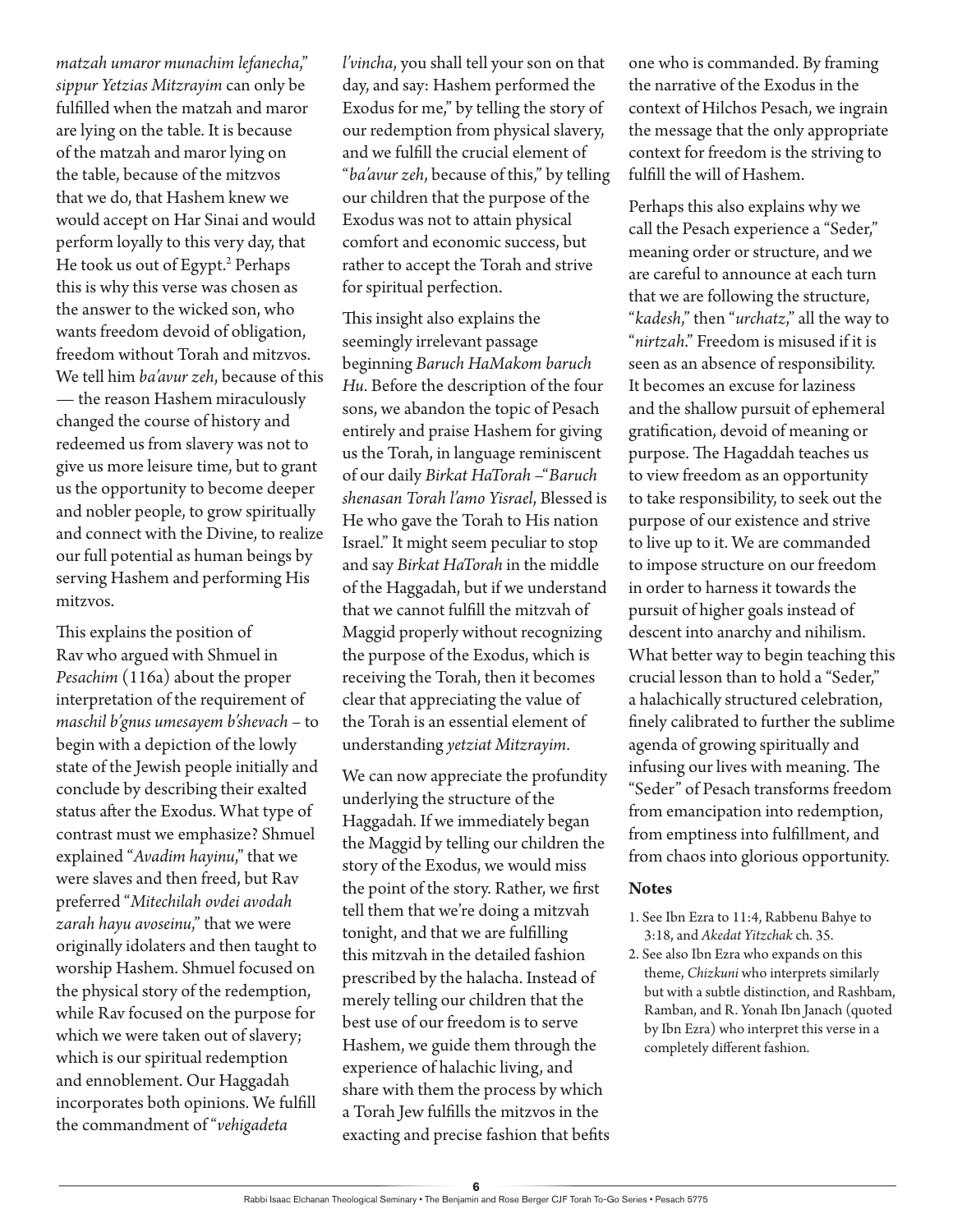*matzah umaror munachim lefanecha*," *sippur Yetzias Mitzrayim* can only be fulfilled when the matzah and maror are lying on the table. It is because of the matzah and maror lying on the table, because of the mitzvos that we do, that Hashem knew we would accept on Har Sinai and would perform loyally to this very day, that He took us out of Egypt.[2] Perhaps this is why this verse was chosen as the answer to the wicked son, who wants freedom devoid of obligation, freedom without Torah and mitzvos. We tell him *ba'avur zeh*, because of this — the reason Hashem miraculously changed the course of history and redeemed us from slavery was not to give us more leisure time, but to grant us the opportunity to become deeper and nobler people, to grow spiritually and connect with the Divine, to realize our full potential as human beings by serving Hashem and performing His mitzvos.

This explains the position of Rav who argued with Shmuel in *Pesachim* (116a) about the proper interpretation of the requirement of *maschil b'gnus umesayem b'shevach* – to begin with a depiction of the lowly state of the Jewish people initially and conclude by describing their exalted status after the Exodus. What type of contrast must we emphasize? Shmuel explained "*Avadim hayinu*," that we were slaves and then freed, but Rav preferred "*Mitechilah ovdei avodah zarah hayu avoseinu*," that we were originally idolaters and then taught to worship Hashem. Shmuel focused on the physical story of the redemption, while Rav focused on the purpose for which we were taken out of slavery; which is our spiritual redemption and ennoblement. Our Haggadah incorporates both opinions. We fulfill the commandment of "*vehigadeta l'vincha*, you shall tell your son on that day, and say: Hashem performed the Exodus for me," by telling the story of our redemption from physical slavery, and we fulfill the crucial element of "*ba'avur zeh*, because of this," by telling our children that the purpose of the Exodus was not to attain physical comfort and economic success, but rather to accept the Torah and strive for spiritual perfection.

This insight also explains the seemingly irrelevant passage beginning *Baruch HaMakom baruch Hu*. Before the description of the four sons, we abandon the topic of Pesach entirely and praise Hashem for giving us the Torah, in language reminiscent of our daily *Birkat HaTorah* –"*Baruch shenasan Torah l'amo Yisrael*, Blessed is He who gave the Torah to His nation Israel." It might seem peculiar to stop and say *Birkat HaTorah* in the middle of the Haggadah, but if we understand that we cannot fulfill the mitzvah of Maggid properly without recognizing the purpose of the Exodus, which is receiving the Torah, then it becomes clear that appreciating the value of the Torah is an essential element of understanding *yetziat Mitzrayim*.

We can now appreciate the profundity underlying the structure of the Haggadah. If we immediately began the Maggid by telling our children the story of the Exodus, we would miss the point of the story. Rather, we first tell them that we're doing a mitzvah tonight, and that we are fulfilling this mitzvah in the detailed fashion prescribed by the halacha. Instead of merely telling our children that the best use of our freedom is to serve Hashem, we guide them through the experience of halachic living, and share with them the process by which a Torah Jew fulfills the mitzvos in the exacting and precise fashion that befits one who is commanded. By framing the narrative of the Exodus in the context of Hilchos Pesach, we ingrain the message that the only appropriate context for freedom is the striving to fulfill the will of Hashem.

Perhaps this also explains why we call the Pesach experience a "Seder," meaning order or structure, and we are careful to announce at each turn that we are following the structure, "*kadesh*," then "*urchatz*," all the way to "*nirtzah*." Freedom is misused if it is seen as an absence of responsibility. It becomes an excuse for laziness and the shallow pursuit of ephemeral gratification, devoid of meaning or purpose. The Hagaddah teaches us to view freedom as an opportunity to take responsibility, to seek out the purpose of our existence and strive to live up to it. We are commanded to impose structure on our freedom in order to harness it towards the pursuit of higher goals instead of descent into anarchy and nihilism. What better way to begin teaching this crucial lesson than to hold a "Seder," a halachically structured celebration, finely calibrated to further the sublime agenda of growing spiritually and infusing our lives with meaning. The "Seder" of Pesach transforms freedom from emancipation into redemption, from emptiness into fulfillment, and from chaos into glorious opportunity.

### Notes

1. See Ibn Ezra to 11:4, Rabbenu Bahye to 3:18, and *Akedat Yitzchak* ch. 35.
2. See also Ibn Ezra who expands on this theme, *Chizkuni* who interprets similarly but with a subtle distinction, and Rashbam, Ramban, and R. Yonah Ibn Janach (quoted by Ibn Ezra) who interpret this verse in a completely different fashion.